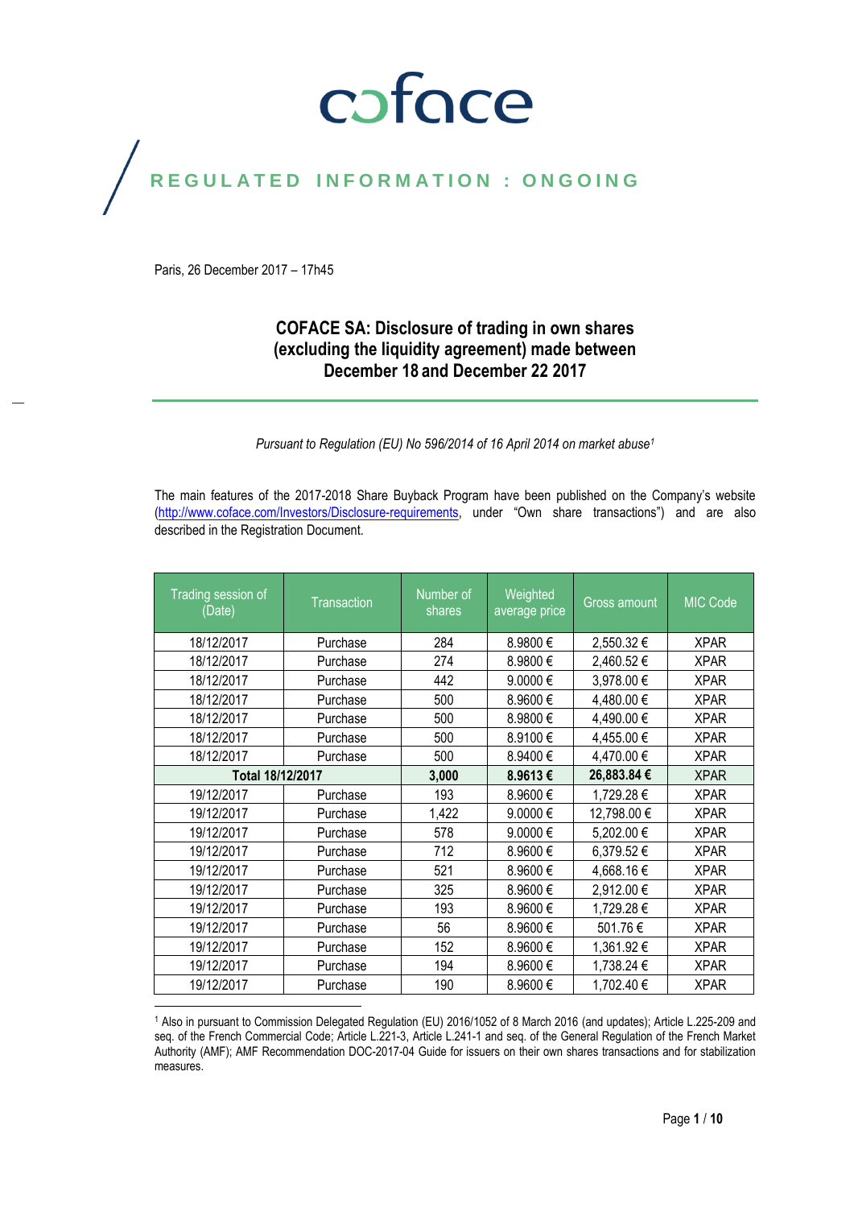coface

REGULATED INFORMATION : ONGOING

Paris, 26 December 2017 – 17h45

# COFACE SA: Disclosure of trading in own shares (excluding the liquidity agreement) made between December 18 and December 22 2017

*Pursuant to Regulation (EU) No 596/2014 of 16 April 2014 on market abuse[1]*

The main features of the 2017-2018 Share Buyback Program have been published on the Company's website (http://www.coface.com/Investors/Disclosure-requirements, under "Own share transactions") and are also described in the Registration Document.

| Trading session of (Date) | Transaction | Number of shares | Weighted average price | Gross amount | MIC Code |
|---|---|---|---|---|---|
| 18/12/2017 | Purchase | 284 | 8.9800 € | 2,550.32 € | XPAR |
| 18/12/2017 | Purchase | 274 | 8.9800 € | 2,460.52 € | XPAR |
| 18/12/2017 | Purchase | 442 | 9.0000 € | 3,978.00 € | XPAR |
| 18/12/2017 | Purchase | 500 | 8.9600 € | 4,480.00 € | XPAR |
| 18/12/2017 | Purchase | 500 | 8.9800 € | 4,490.00 € | XPAR |
| 18/12/2017 | Purchase | 500 | 8.9100 € | 4,455.00 € | XPAR |
| 18/12/2017 | Purchase | 500 | 8.9400 € | 4,470.00 € | XPAR |
| **Total 18/12/2017** | | **3,000** | **8.9613 €** | **26,883.84 €** | XPAR |
| 19/12/2017 | Purchase | 193 | 8.9600 € | 1,729.28 € | XPAR |
| 19/12/2017 | Purchase | 1,422 | 9.0000 € | 12,798.00 € | XPAR |
| 19/12/2017 | Purchase | 578 | 9.0000 € | 5,202.00 € | XPAR |
| 19/12/2017 | Purchase | 712 | 8.9600 € | 6,379.52 € | XPAR |
| 19/12/2017 | Purchase | 521 | 8.9600 € | 4,668.16 € | XPAR |
| 19/12/2017 | Purchase | 325 | 8.9600 € | 2,912.00 € | XPAR |
| 19/12/2017 | Purchase | 193 | 8.9600 € | 1,729.28 € | XPAR |
| 19/12/2017 | Purchase | 56 | 8.9600 € | 501.76 € | XPAR |
| 19/12/2017 | Purchase | 152 | 8.9600 € | 1,361.92 € | XPAR |
| 19/12/2017 | Purchase | 194 | 8.9600 € | 1,738.24 € | XPAR |
| 19/12/2017 | Purchase | 190 | 8.9600 € | 1,702.40 € | XPAR |

[1] Also in pursuant to Commission Delegated Regulation (EU) 2016/1052 of 8 March 2016 (and updates); Article L.225-209 and seq. of the French Commercial Code; Article L.221-3, Article L.241-1 and seq. of the General Regulation of the French Market Authority (AMF); AMF Recommendation DOC-2017-04 Guide for issuers on their own shares transactions and for stabilization measures.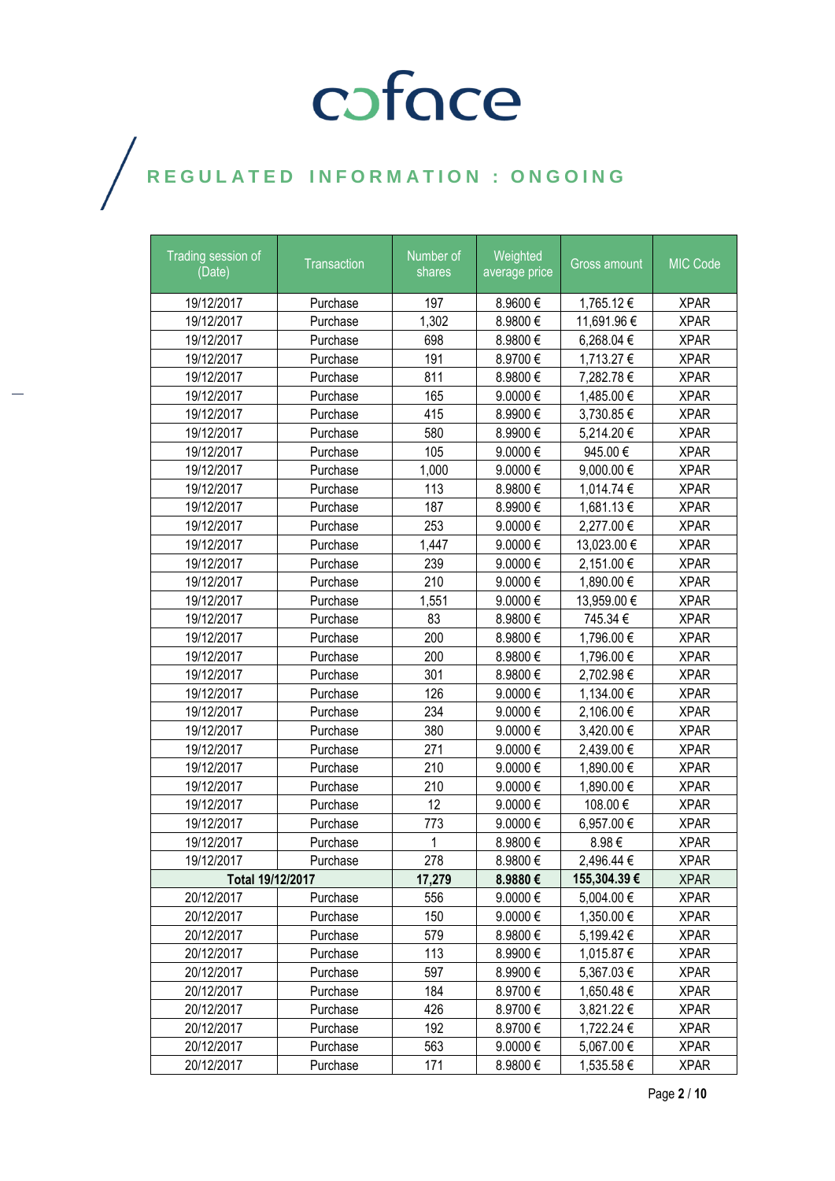# REGULATED INFORMATION : ONGOING

| Trading session of (Date) | Transaction | Number of shares | Weighted average price | Gross amount | MIC Code |
|---|---|---|---|---|---|
| 19/12/2017 | Purchase | 197 | 8.9600 € | 1,765.12 € | XPAR |
| 19/12/2017 | Purchase | 1,302 | 8.9800 € | 11,691.96 € | XPAR |
| 19/12/2017 | Purchase | 698 | 8.9800 € | 6,268.04 € | XPAR |
| 19/12/2017 | Purchase | 191 | 8.9700 € | 1,713.27 € | XPAR |
| 19/12/2017 | Purchase | 811 | 8.9800 € | 7,282.78 € | XPAR |
| 19/12/2017 | Purchase | 165 | 9.0000 € | 1,485.00 € | XPAR |
| 19/12/2017 | Purchase | 415 | 8.9900 € | 3,730.85 € | XPAR |
| 19/12/2017 | Purchase | 580 | 8.9900 € | 5,214.20 € | XPAR |
| 19/12/2017 | Purchase | 105 | 9.0000 € | 945.00 € | XPAR |
| 19/12/2017 | Purchase | 1,000 | 9.0000 € | 9,000.00 € | XPAR |
| 19/12/2017 | Purchase | 113 | 8.9800 € | 1,014.74 € | XPAR |
| 19/12/2017 | Purchase | 187 | 8.9900 € | 1,681.13 € | XPAR |
| 19/12/2017 | Purchase | 253 | 9.0000 € | 2,277.00 € | XPAR |
| 19/12/2017 | Purchase | 1,447 | 9.0000 € | 13,023.00 € | XPAR |
| 19/12/2017 | Purchase | 239 | 9.0000 € | 2,151.00 € | XPAR |
| 19/12/2017 | Purchase | 210 | 9.0000 € | 1,890.00 € | XPAR |
| 19/12/2017 | Purchase | 1,551 | 9.0000 € | 13,959.00 € | XPAR |
| 19/12/2017 | Purchase | 83 | 8.9800 € | 745.34 € | XPAR |
| 19/12/2017 | Purchase | 200 | 8.9800 € | 1,796.00 € | XPAR |
| 19/12/2017 | Purchase | 200 | 8.9800 € | 1,796.00 € | XPAR |
| 19/12/2017 | Purchase | 301 | 8.9800 € | 2,702.98 € | XPAR |
| 19/12/2017 | Purchase | 126 | 9.0000 € | 1,134.00 € | XPAR |
| 19/12/2017 | Purchase | 234 | 9.0000 € | 2,106.00 € | XPAR |
| 19/12/2017 | Purchase | 380 | 9.0000 € | 3,420.00 € | XPAR |
| 19/12/2017 | Purchase | 271 | 9.0000 € | 2,439.00 € | XPAR |
| 19/12/2017 | Purchase | 210 | 9.0000 € | 1,890.00 € | XPAR |
| 19/12/2017 | Purchase | 210 | 9.0000 € | 1,890.00 € | XPAR |
| 19/12/2017 | Purchase | 12 | 9.0000 € | 108.00 € | XPAR |
| 19/12/2017 | Purchase | 773 | 9.0000 € | 6,957.00 € | XPAR |
| 19/12/2017 | Purchase | 1 | 8.9800 € | 8.98 € | XPAR |
| 19/12/2017 | Purchase | 278 | 8.9800 € | 2,496.44 € | XPAR |
| **Total 19/12/2017** | | **17,279** | **8.9880 €** | **155,304.39 €** | XPAR |
| 20/12/2017 | Purchase | 556 | 9.0000 € | 5,004.00 € | XPAR |
| 20/12/2017 | Purchase | 150 | 9.0000 € | 1,350.00 € | XPAR |
| 20/12/2017 | Purchase | 579 | 8.9800 € | 5,199.42 € | XPAR |
| 20/12/2017 | Purchase | 113 | 8.9900 € | 1,015.87 € | XPAR |
| 20/12/2017 | Purchase | 597 | 8.9900 € | 5,367.03 € | XPAR |
| 20/12/2017 | Purchase | 184 | 8.9700 € | 1,650.48 € | XPAR |
| 20/12/2017 | Purchase | 426 | 8.9700 € | 3,821.22 € | XPAR |
| 20/12/2017 | Purchase | 192 | 8.9700 € | 1,722.24 € | XPAR |
| 20/12/2017 | Purchase | 563 | 9.0000 € | 5,067.00 € | XPAR |
| 20/12/2017 | Purchase | 171 | 8.9800 € | 1,535.58 € | XPAR |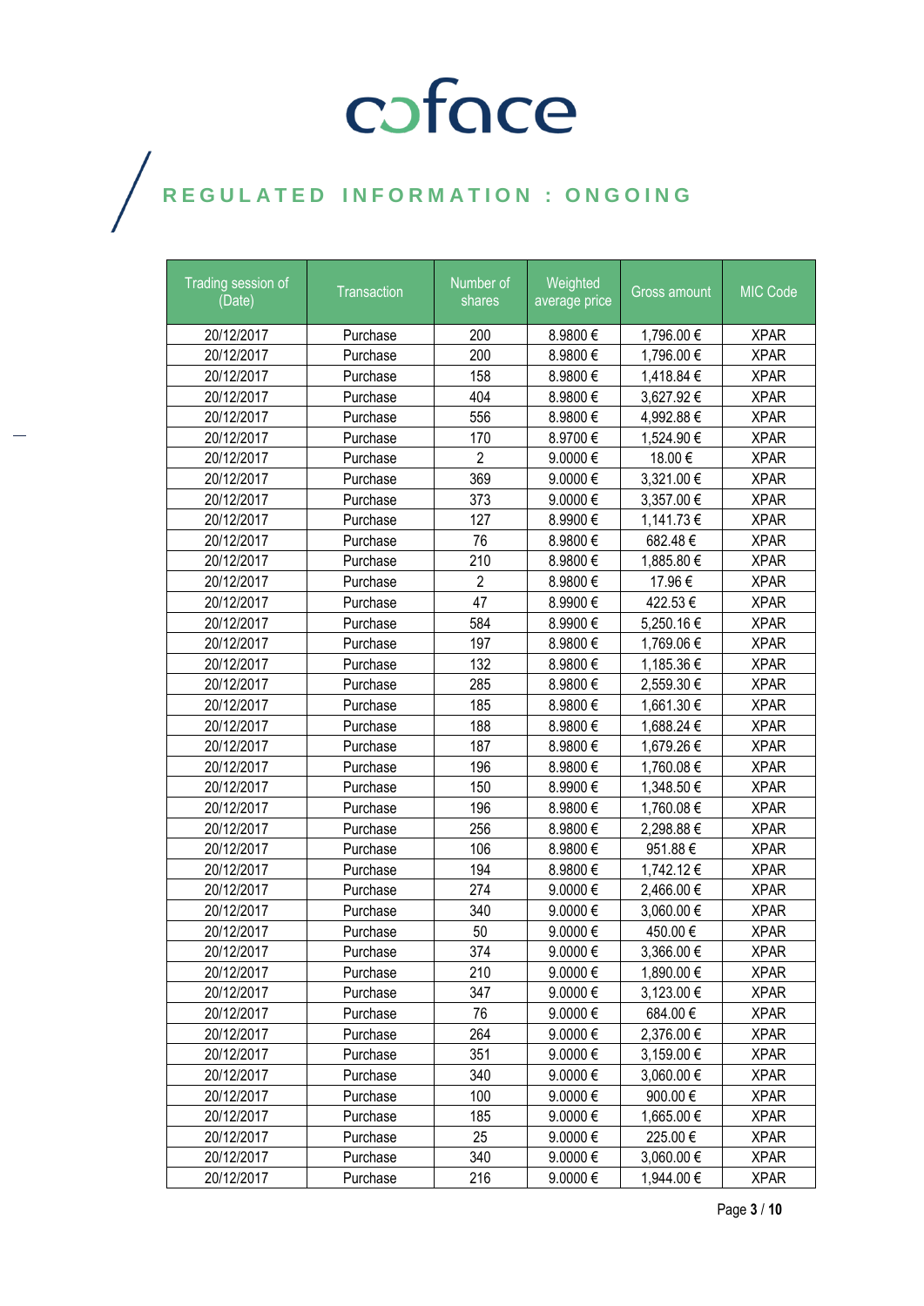coface

REGULATED INFORMATION : ONGOING

| Trading session of (Date) | Transaction | Number of shares | Weighted average price | Gross amount | MIC Code |
|---|---|---|---|---|---|
| 20/12/2017 | Purchase | 200 | 8.9800 € | 1,796.00 € | XPAR |
| 20/12/2017 | Purchase | 200 | 8.9800 € | 1,796.00 € | XPAR |
| 20/12/2017 | Purchase | 158 | 8.9800 € | 1,418.84 € | XPAR |
| 20/12/2017 | Purchase | 404 | 8.9800 € | 3,627.92 € | XPAR |
| 20/12/2017 | Purchase | 556 | 8.9800 € | 4,992.88 € | XPAR |
| 20/12/2017 | Purchase | 170 | 8.9700 € | 1,524.90 € | XPAR |
| 20/12/2017 | Purchase | 2 | 9.0000 € | 18.00 € | XPAR |
| 20/12/2017 | Purchase | 369 | 9.0000 € | 3,321.00 € | XPAR |
| 20/12/2017 | Purchase | 373 | 9.0000 € | 3,357.00 € | XPAR |
| 20/12/2017 | Purchase | 127 | 8.9900 € | 1,141.73 € | XPAR |
| 20/12/2017 | Purchase | 76 | 8.9800 € | 682.48 € | XPAR |
| 20/12/2017 | Purchase | 210 | 8.9800 € | 1,885.80 € | XPAR |
| 20/12/2017 | Purchase | 2 | 8.9800 € | 17.96 € | XPAR |
| 20/12/2017 | Purchase | 47 | 8.9900 € | 422.53 € | XPAR |
| 20/12/2017 | Purchase | 584 | 8.9900 € | 5,250.16 € | XPAR |
| 20/12/2017 | Purchase | 197 | 8.9800 € | 1,769.06 € | XPAR |
| 20/12/2017 | Purchase | 132 | 8.9800 € | 1,185.36 € | XPAR |
| 20/12/2017 | Purchase | 285 | 8.9800 € | 2,559.30 € | XPAR |
| 20/12/2017 | Purchase | 185 | 8.9800 € | 1,661.30 € | XPAR |
| 20/12/2017 | Purchase | 188 | 8.9800 € | 1,688.24 € | XPAR |
| 20/12/2017 | Purchase | 187 | 8.9800 € | 1,679.26 € | XPAR |
| 20/12/2017 | Purchase | 196 | 8.9800 € | 1,760.08 € | XPAR |
| 20/12/2017 | Purchase | 150 | 8.9900 € | 1,348.50 € | XPAR |
| 20/12/2017 | Purchase | 196 | 8.9800 € | 1,760.08 € | XPAR |
| 20/12/2017 | Purchase | 256 | 8.9800 € | 2,298.88 € | XPAR |
| 20/12/2017 | Purchase | 106 | 8.9800 € | 951.88 € | XPAR |
| 20/12/2017 | Purchase | 194 | 8.9800 € | 1,742.12 € | XPAR |
| 20/12/2017 | Purchase | 274 | 9.0000 € | 2,466.00 € | XPAR |
| 20/12/2017 | Purchase | 340 | 9.0000 € | 3,060.00 € | XPAR |
| 20/12/2017 | Purchase | 50 | 9.0000 € | 450.00 € | XPAR |
| 20/12/2017 | Purchase | 374 | 9.0000 € | 3,366.00 € | XPAR |
| 20/12/2017 | Purchase | 210 | 9.0000 € | 1,890.00 € | XPAR |
| 20/12/2017 | Purchase | 347 | 9.0000 € | 3,123.00 € | XPAR |
| 20/12/2017 | Purchase | 76 | 9.0000 € | 684.00 € | XPAR |
| 20/12/2017 | Purchase | 264 | 9.0000 € | 2,376.00 € | XPAR |
| 20/12/2017 | Purchase | 351 | 9.0000 € | 3,159.00 € | XPAR |
| 20/12/2017 | Purchase | 340 | 9.0000 € | 3,060.00 € | XPAR |
| 20/12/2017 | Purchase | 100 | 9.0000 € | 900.00 € | XPAR |
| 20/12/2017 | Purchase | 185 | 9.0000 € | 1,665.00 € | XPAR |
| 20/12/2017 | Purchase | 25 | 9.0000 € | 225.00 € | XPAR |
| 20/12/2017 | Purchase | 340 | 9.0000 € | 3,060.00 € | XPAR |
| 20/12/2017 | Purchase | 216 | 9.0000 € | 1,944.00 € | XPAR |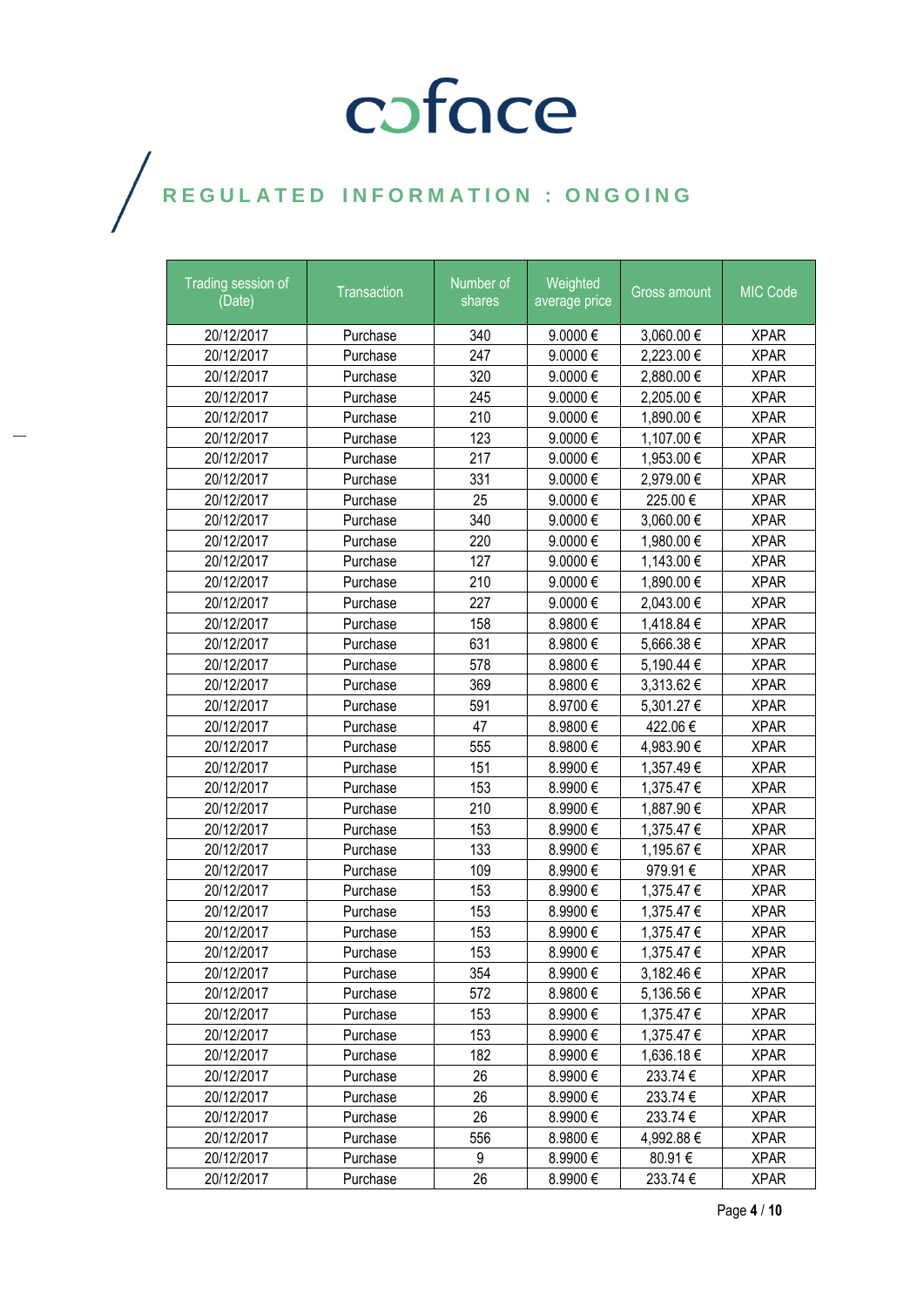# coface

## REGULATED INFORMATION : ONGOING

| Trading session of (Date) | Transaction | Number of shares | Weighted average price | Gross amount | MIC Code |
|---|---|---|---|---|---|
| 20/12/2017 | Purchase | 340 | 9.0000 € | 3,060.00 € | XPAR |
| 20/12/2017 | Purchase | 247 | 9.0000 € | 2,223.00 € | XPAR |
| 20/12/2017 | Purchase | 320 | 9.0000 € | 2,880.00 € | XPAR |
| 20/12/2017 | Purchase | 245 | 9.0000 € | 2,205.00 € | XPAR |
| 20/12/2017 | Purchase | 210 | 9.0000 € | 1,890.00 € | XPAR |
| 20/12/2017 | Purchase | 123 | 9.0000 € | 1,107.00 € | XPAR |
| 20/12/2017 | Purchase | 217 | 9.0000 € | 1,953.00 € | XPAR |
| 20/12/2017 | Purchase | 331 | 9.0000 € | 2,979.00 € | XPAR |
| 20/12/2017 | Purchase | 25 | 9.0000 € | 225.00 € | XPAR |
| 20/12/2017 | Purchase | 340 | 9.0000 € | 3,060.00 € | XPAR |
| 20/12/2017 | Purchase | 220 | 9.0000 € | 1,980.00 € | XPAR |
| 20/12/2017 | Purchase | 127 | 9.0000 € | 1,143.00 € | XPAR |
| 20/12/2017 | Purchase | 210 | 9.0000 € | 1,890.00 € | XPAR |
| 20/12/2017 | Purchase | 227 | 9.0000 € | 2,043.00 € | XPAR |
| 20/12/2017 | Purchase | 158 | 8.9800 € | 1,418.84 € | XPAR |
| 20/12/2017 | Purchase | 631 | 8.9800 € | 5,666.38 € | XPAR |
| 20/12/2017 | Purchase | 578 | 8.9800 € | 5,190.44 € | XPAR |
| 20/12/2017 | Purchase | 369 | 8.9800 € | 3,313.62 € | XPAR |
| 20/12/2017 | Purchase | 591 | 8.9700 € | 5,301.27 € | XPAR |
| 20/12/2017 | Purchase | 47 | 8.9800 € | 422.06 € | XPAR |
| 20/12/2017 | Purchase | 555 | 8.9800 € | 4,983.90 € | XPAR |
| 20/12/2017 | Purchase | 151 | 8.9900 € | 1,357.49 € | XPAR |
| 20/12/2017 | Purchase | 153 | 8.9900 € | 1,375.47 € | XPAR |
| 20/12/2017 | Purchase | 210 | 8.9900 € | 1,887.90 € | XPAR |
| 20/12/2017 | Purchase | 153 | 8.9900 € | 1,375.47 € | XPAR |
| 20/12/2017 | Purchase | 133 | 8.9900 € | 1,195.67 € | XPAR |
| 20/12/2017 | Purchase | 109 | 8.9900 € | 979.91 € | XPAR |
| 20/12/2017 | Purchase | 153 | 8.9900 € | 1,375.47 € | XPAR |
| 20/12/2017 | Purchase | 153 | 8.9900 € | 1,375.47 € | XPAR |
| 20/12/2017 | Purchase | 153 | 8.9900 € | 1,375.47 € | XPAR |
| 20/12/2017 | Purchase | 153 | 8.9900 € | 1,375.47 € | XPAR |
| 20/12/2017 | Purchase | 354 | 8.9900 € | 3,182.46 € | XPAR |
| 20/12/2017 | Purchase | 572 | 8.9800 € | 5,136.56 € | XPAR |
| 20/12/2017 | Purchase | 153 | 8.9900 € | 1,375.47 € | XPAR |
| 20/12/2017 | Purchase | 153 | 8.9900 € | 1,375.47 € | XPAR |
| 20/12/2017 | Purchase | 182 | 8.9900 € | 1,636.18 € | XPAR |
| 20/12/2017 | Purchase | 26 | 8.9900 € | 233.74 € | XPAR |
| 20/12/2017 | Purchase | 26 | 8.9900 € | 233.74 € | XPAR |
| 20/12/2017 | Purchase | 26 | 8.9900 € | 233.74 € | XPAR |
| 20/12/2017 | Purchase | 556 | 8.9800 € | 4,992.88 € | XPAR |
| 20/12/2017 | Purchase | 9 | 8.9900 € | 80.91 € | XPAR |
| 20/12/2017 | Purchase | 26 | 8.9900 € | 233.74 € | XPAR |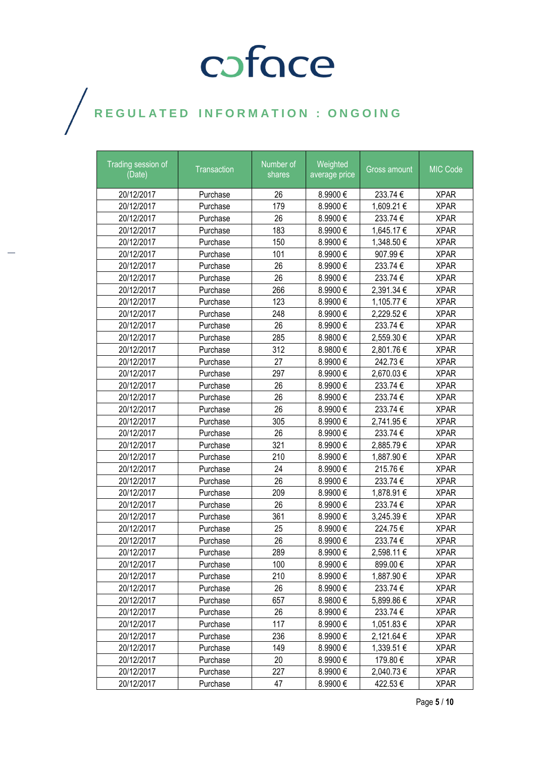coface

REGULATED INFORMATION : ONGOING

| Trading session of (Date) | Transaction | Number of shares | Weighted average price | Gross amount | MIC Code |
|---|---|---|---|---|---|
| 20/12/2017 | Purchase | 26 | 8.9900 € | 233.74 € | XPAR |
| 20/12/2017 | Purchase | 179 | 8.9900 € | 1,609.21 € | XPAR |
| 20/12/2017 | Purchase | 26 | 8.9900 € | 233.74 € | XPAR |
| 20/12/2017 | Purchase | 183 | 8.9900 € | 1,645.17 € | XPAR |
| 20/12/2017 | Purchase | 150 | 8.9900 € | 1,348.50 € | XPAR |
| 20/12/2017 | Purchase | 101 | 8.9900 € | 907.99 € | XPAR |
| 20/12/2017 | Purchase | 26 | 8.9900 € | 233.74 € | XPAR |
| 20/12/2017 | Purchase | 26 | 8.9900 € | 233.74 € | XPAR |
| 20/12/2017 | Purchase | 266 | 8.9900 € | 2,391.34 € | XPAR |
| 20/12/2017 | Purchase | 123 | 8.9900 € | 1,105.77 € | XPAR |
| 20/12/2017 | Purchase | 248 | 8.9900 € | 2,229.52 € | XPAR |
| 20/12/2017 | Purchase | 26 | 8.9900 € | 233.74 € | XPAR |
| 20/12/2017 | Purchase | 285 | 8.9800 € | 2,559.30 € | XPAR |
| 20/12/2017 | Purchase | 312 | 8.9800 € | 2,801.76 € | XPAR |
| 20/12/2017 | Purchase | 27 | 8.9900 € | 242.73 € | XPAR |
| 20/12/2017 | Purchase | 297 | 8.9900 € | 2,670.03 € | XPAR |
| 20/12/2017 | Purchase | 26 | 8.9900 € | 233.74 € | XPAR |
| 20/12/2017 | Purchase | 26 | 8.9900 € | 233.74 € | XPAR |
| 20/12/2017 | Purchase | 26 | 8.9900 € | 233.74 € | XPAR |
| 20/12/2017 | Purchase | 305 | 8.9900 € | 2,741.95 € | XPAR |
| 20/12/2017 | Purchase | 26 | 8.9900 € | 233.74 € | XPAR |
| 20/12/2017 | Purchase | 321 | 8.9900 € | 2,885.79 € | XPAR |
| 20/12/2017 | Purchase | 210 | 8.9900 € | 1,887.90 € | XPAR |
| 20/12/2017 | Purchase | 24 | 8.9900 € | 215.76 € | XPAR |
| 20/12/2017 | Purchase | 26 | 8.9900 € | 233.74 € | XPAR |
| 20/12/2017 | Purchase | 209 | 8.9900 € | 1,878.91 € | XPAR |
| 20/12/2017 | Purchase | 26 | 8.9900 € | 233.74 € | XPAR |
| 20/12/2017 | Purchase | 361 | 8.9900 € | 3,245.39 € | XPAR |
| 20/12/2017 | Purchase | 25 | 8.9900 € | 224.75 € | XPAR |
| 20/12/2017 | Purchase | 26 | 8.9900 € | 233.74 € | XPAR |
| 20/12/2017 | Purchase | 289 | 8.9900 € | 2,598.11 € | XPAR |
| 20/12/2017 | Purchase | 100 | 8.9900 € | 899.00 € | XPAR |
| 20/12/2017 | Purchase | 210 | 8.9900 € | 1,887.90 € | XPAR |
| 20/12/2017 | Purchase | 26 | 8.9900 € | 233.74 € | XPAR |
| 20/12/2017 | Purchase | 657 | 8.9800 € | 5,899.86 € | XPAR |
| 20/12/2017 | Purchase | 26 | 8.9900 € | 233.74 € | XPAR |
| 20/12/2017 | Purchase | 117 | 8.9900 € | 1,051.83 € | XPAR |
| 20/12/2017 | Purchase | 236 | 8.9900 € | 2,121.64 € | XPAR |
| 20/12/2017 | Purchase | 149 | 8.9900 € | 1,339.51 € | XPAR |
| 20/12/2017 | Purchase | 20 | 8.9900 € | 179.80 € | XPAR |
| 20/12/2017 | Purchase | 227 | 8.9900 € | 2,040.73 € | XPAR |
| 20/12/2017 | Purchase | 47 | 8.9900 € | 422.53 € | XPAR |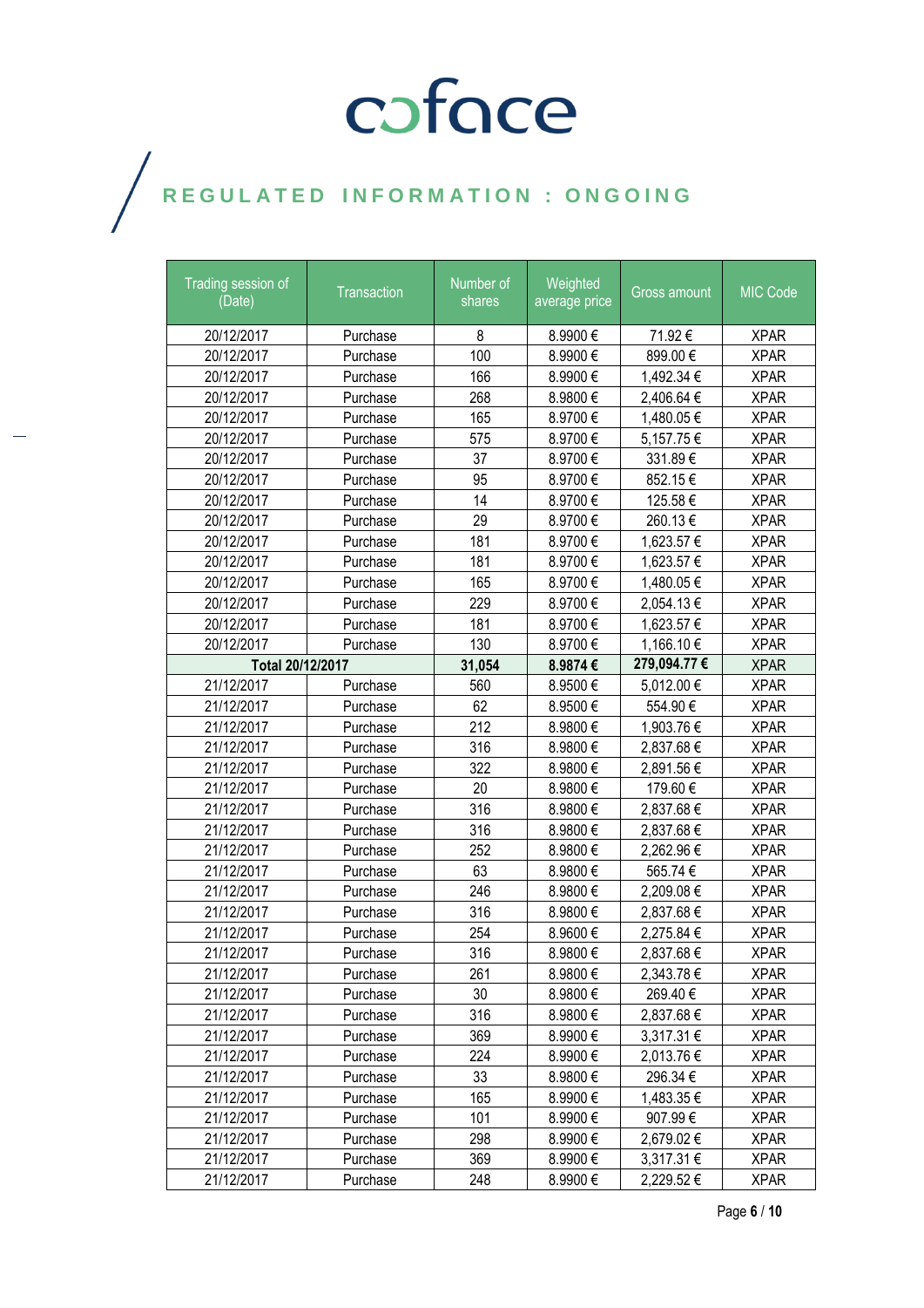# coface

## REGULATED INFORMATION : ONGOING

| Trading session of (Date) | Transaction | Number of shares | Weighted average price | Gross amount | MIC Code |
|---|---|---|---|---|---|
| 20/12/2017 | Purchase | 8 | 8.9900 € | 71.92 € | XPAR |
| 20/12/2017 | Purchase | 100 | 8.9900 € | 899.00 € | XPAR |
| 20/12/2017 | Purchase | 166 | 8.9900 € | 1,492.34 € | XPAR |
| 20/12/2017 | Purchase | 268 | 8.9800 € | 2,406.64 € | XPAR |
| 20/12/2017 | Purchase | 165 | 8.9700 € | 1,480.05 € | XPAR |
| 20/12/2017 | Purchase | 575 | 8.9700 € | 5,157.75 € | XPAR |
| 20/12/2017 | Purchase | 37 | 8.9700 € | 331.89 € | XPAR |
| 20/12/2017 | Purchase | 95 | 8.9700 € | 852.15 € | XPAR |
| 20/12/2017 | Purchase | 14 | 8.9700 € | 125.58 € | XPAR |
| 20/12/2017 | Purchase | 29 | 8.9700 € | 260.13 € | XPAR |
| 20/12/2017 | Purchase | 181 | 8.9700 € | 1,623.57 € | XPAR |
| 20/12/2017 | Purchase | 181 | 8.9700 € | 1,623.57 € | XPAR |
| 20/12/2017 | Purchase | 165 | 8.9700 € | 1,480.05 € | XPAR |
| 20/12/2017 | Purchase | 229 | 8.9700 € | 2,054.13 € | XPAR |
| 20/12/2017 | Purchase | 181 | 8.9700 € | 1,623.57 € | XPAR |
| 20/12/2017 | Purchase | 130 | 8.9700 € | 1,166.10 € | XPAR |
| **Total 20/12/2017** | | **31,054** | **8.9874 €** | **279,094.77 €** | XPAR |
| 21/12/2017 | Purchase | 560 | 8.9500 € | 5,012.00 € | XPAR |
| 21/12/2017 | Purchase | 62 | 8.9500 € | 554.90 € | XPAR |
| 21/12/2017 | Purchase | 212 | 8.9800 € | 1,903.76 € | XPAR |
| 21/12/2017 | Purchase | 316 | 8.9800 € | 2,837.68 € | XPAR |
| 21/12/2017 | Purchase | 322 | 8.9800 € | 2,891.56 € | XPAR |
| 21/12/2017 | Purchase | 20 | 8.9800 € | 179.60 € | XPAR |
| 21/12/2017 | Purchase | 316 | 8.9800 € | 2,837.68 € | XPAR |
| 21/12/2017 | Purchase | 316 | 8.9800 € | 2,837.68 € | XPAR |
| 21/12/2017 | Purchase | 252 | 8.9800 € | 2,262.96 € | XPAR |
| 21/12/2017 | Purchase | 63 | 8.9800 € | 565.74 € | XPAR |
| 21/12/2017 | Purchase | 246 | 8.9800 € | 2,209.08 € | XPAR |
| 21/12/2017 | Purchase | 316 | 8.9800 € | 2,837.68 € | XPAR |
| 21/12/2017 | Purchase | 254 | 8.9600 € | 2,275.84 € | XPAR |
| 21/12/2017 | Purchase | 316 | 8.9800 € | 2,837.68 € | XPAR |
| 21/12/2017 | Purchase | 261 | 8.9800 € | 2,343.78 € | XPAR |
| 21/12/2017 | Purchase | 30 | 8.9800 € | 269.40 € | XPAR |
| 21/12/2017 | Purchase | 316 | 8.9800 € | 2,837.68 € | XPAR |
| 21/12/2017 | Purchase | 369 | 8.9900 € | 3,317.31 € | XPAR |
| 21/12/2017 | Purchase | 224 | 8.9900 € | 2,013.76 € | XPAR |
| 21/12/2017 | Purchase | 33 | 8.9800 € | 296.34 € | XPAR |
| 21/12/2017 | Purchase | 165 | 8.9900 € | 1,483.35 € | XPAR |
| 21/12/2017 | Purchase | 101 | 8.9900 € | 907.99 € | XPAR |
| 21/12/2017 | Purchase | 298 | 8.9900 € | 2,679.02 € | XPAR |
| 21/12/2017 | Purchase | 369 | 8.9900 € | 3,317.31 € | XPAR |
| 21/12/2017 | Purchase | 248 | 8.9900 € | 2,229.52 € | XPAR |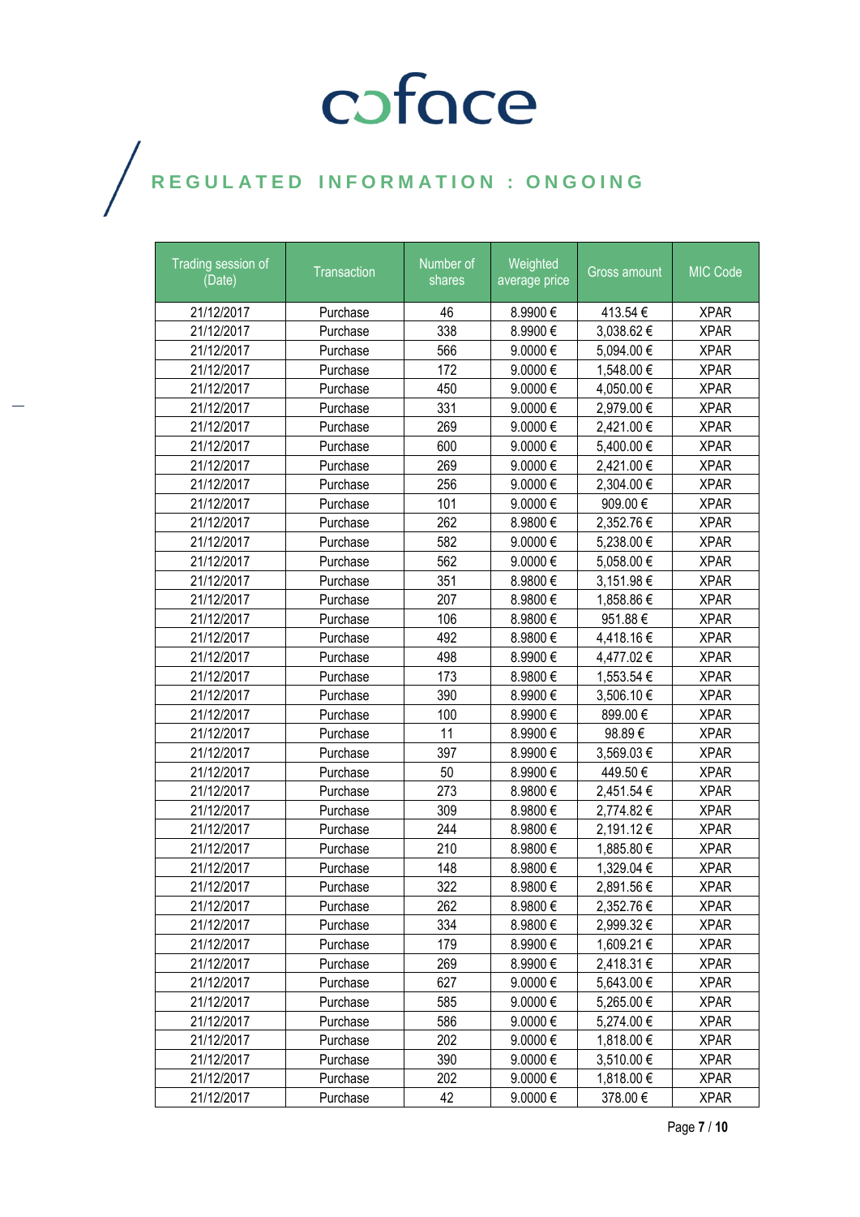# coface

## REGULATED INFORMATION : ONGOING

| Trading session of (Date) | Transaction | Number of shares | Weighted average price | Gross amount | MIC Code |
|---|---|---|---|---|---|
| 21/12/2017 | Purchase | 46 | 8.9900 € | 413.54 € | XPAR |
| 21/12/2017 | Purchase | 338 | 8.9900 € | 3,038.62 € | XPAR |
| 21/12/2017 | Purchase | 566 | 9.0000 € | 5,094.00 € | XPAR |
| 21/12/2017 | Purchase | 172 | 9.0000 € | 1,548.00 € | XPAR |
| 21/12/2017 | Purchase | 450 | 9.0000 € | 4,050.00 € | XPAR |
| 21/12/2017 | Purchase | 331 | 9.0000 € | 2,979.00 € | XPAR |
| 21/12/2017 | Purchase | 269 | 9.0000 € | 2,421.00 € | XPAR |
| 21/12/2017 | Purchase | 600 | 9.0000 € | 5,400.00 € | XPAR |
| 21/12/2017 | Purchase | 269 | 9.0000 € | 2,421.00 € | XPAR |
| 21/12/2017 | Purchase | 256 | 9.0000 € | 2,304.00 € | XPAR |
| 21/12/2017 | Purchase | 101 | 9.0000 € | 909.00 € | XPAR |
| 21/12/2017 | Purchase | 262 | 8.9800 € | 2,352.76 € | XPAR |
| 21/12/2017 | Purchase | 582 | 9.0000 € | 5,238.00 € | XPAR |
| 21/12/2017 | Purchase | 562 | 9.0000 € | 5,058.00 € | XPAR |
| 21/12/2017 | Purchase | 351 | 8.9800 € | 3,151.98 € | XPAR |
| 21/12/2017 | Purchase | 207 | 8.9800 € | 1,858.86 € | XPAR |
| 21/12/2017 | Purchase | 106 | 8.9800 € | 951.88 € | XPAR |
| 21/12/2017 | Purchase | 492 | 8.9800 € | 4,418.16 € | XPAR |
| 21/12/2017 | Purchase | 498 | 8.9900 € | 4,477.02 € | XPAR |
| 21/12/2017 | Purchase | 173 | 8.9800 € | 1,553.54 € | XPAR |
| 21/12/2017 | Purchase | 390 | 8.9900 € | 3,506.10 € | XPAR |
| 21/12/2017 | Purchase | 100 | 8.9900 € | 899.00 € | XPAR |
| 21/12/2017 | Purchase | 11 | 8.9900 € | 98.89 € | XPAR |
| 21/12/2017 | Purchase | 397 | 8.9900 € | 3,569.03 € | XPAR |
| 21/12/2017 | Purchase | 50 | 8.9900 € | 449.50 € | XPAR |
| 21/12/2017 | Purchase | 273 | 8.9800 € | 2,451.54 € | XPAR |
| 21/12/2017 | Purchase | 309 | 8.9800 € | 2,774.82 € | XPAR |
| 21/12/2017 | Purchase | 244 | 8.9800 € | 2,191.12 € | XPAR |
| 21/12/2017 | Purchase | 210 | 8.9800 € | 1,885.80 € | XPAR |
| 21/12/2017 | Purchase | 148 | 8.9800 € | 1,329.04 € | XPAR |
| 21/12/2017 | Purchase | 322 | 8.9800 € | 2,891.56 € | XPAR |
| 21/12/2017 | Purchase | 262 | 8.9800 € | 2,352.76 € | XPAR |
| 21/12/2017 | Purchase | 334 | 8.9800 € | 2,999.32 € | XPAR |
| 21/12/2017 | Purchase | 179 | 8.9900 € | 1,609.21 € | XPAR |
| 21/12/2017 | Purchase | 269 | 8.9900 € | 2,418.31 € | XPAR |
| 21/12/2017 | Purchase | 627 | 9.0000 € | 5,643.00 € | XPAR |
| 21/12/2017 | Purchase | 585 | 9.0000 € | 5,265.00 € | XPAR |
| 21/12/2017 | Purchase | 586 | 9.0000 € | 5,274.00 € | XPAR |
| 21/12/2017 | Purchase | 202 | 9.0000 € | 1,818.00 € | XPAR |
| 21/12/2017 | Purchase | 390 | 9.0000 € | 3,510.00 € | XPAR |
| 21/12/2017 | Purchase | 202 | 9.0000 € | 1,818.00 € | XPAR |
| 21/12/2017 | Purchase | 42 | 9.0000 € | 378.00 € | XPAR |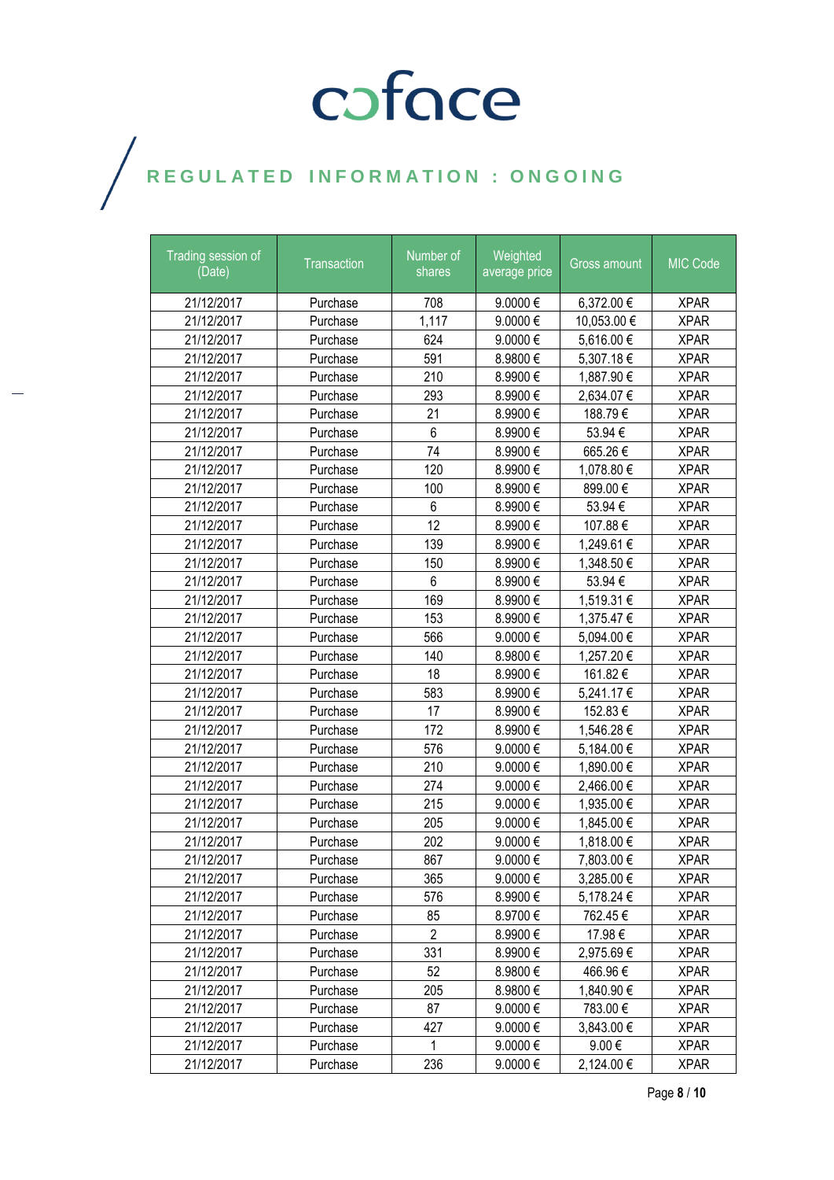# coface

## REGULATED INFORMATION : ONGOING

| Trading session of (Date) | Transaction | Number of shares | Weighted average price | Gross amount | MIC Code |
|---|---|---|---|---|---|
| 21/12/2017 | Purchase | 708 | 9.0000 € | 6,372.00 € | XPAR |
| 21/12/2017 | Purchase | 1,117 | 9.0000 € | 10,053.00 € | XPAR |
| 21/12/2017 | Purchase | 624 | 9.0000 € | 5,616.00 € | XPAR |
| 21/12/2017 | Purchase | 591 | 8.9800 € | 5,307.18 € | XPAR |
| 21/12/2017 | Purchase | 210 | 8.9900 € | 1,887.90 € | XPAR |
| 21/12/2017 | Purchase | 293 | 8.9900 € | 2,634.07 € | XPAR |
| 21/12/2017 | Purchase | 21 | 8.9900 € | 188.79 € | XPAR |
| 21/12/2017 | Purchase | 6 | 8.9900 € | 53.94 € | XPAR |
| 21/12/2017 | Purchase | 74 | 8.9900 € | 665.26 € | XPAR |
| 21/12/2017 | Purchase | 120 | 8.9900 € | 1,078.80 € | XPAR |
| 21/12/2017 | Purchase | 100 | 8.9900 € | 899.00 € | XPAR |
| 21/12/2017 | Purchase | 6 | 8.9900 € | 53.94 € | XPAR |
| 21/12/2017 | Purchase | 12 | 8.9900 € | 107.88 € | XPAR |
| 21/12/2017 | Purchase | 139 | 8.9900 € | 1,249.61 € | XPAR |
| 21/12/2017 | Purchase | 150 | 8.9900 € | 1,348.50 € | XPAR |
| 21/12/2017 | Purchase | 6 | 8.9900 € | 53.94 € | XPAR |
| 21/12/2017 | Purchase | 169 | 8.9900 € | 1,519.31 € | XPAR |
| 21/12/2017 | Purchase | 153 | 8.9900 € | 1,375.47 € | XPAR |
| 21/12/2017 | Purchase | 566 | 9.0000 € | 5,094.00 € | XPAR |
| 21/12/2017 | Purchase | 140 | 8.9800 € | 1,257.20 € | XPAR |
| 21/12/2017 | Purchase | 18 | 8.9900 € | 161.82 € | XPAR |
| 21/12/2017 | Purchase | 583 | 8.9900 € | 5,241.17 € | XPAR |
| 21/12/2017 | Purchase | 17 | 8.9900 € | 152.83 € | XPAR |
| 21/12/2017 | Purchase | 172 | 8.9900 € | 1,546.28 € | XPAR |
| 21/12/2017 | Purchase | 576 | 9.0000 € | 5,184.00 € | XPAR |
| 21/12/2017 | Purchase | 210 | 9.0000 € | 1,890.00 € | XPAR |
| 21/12/2017 | Purchase | 274 | 9.0000 € | 2,466.00 € | XPAR |
| 21/12/2017 | Purchase | 215 | 9.0000 € | 1,935.00 € | XPAR |
| 21/12/2017 | Purchase | 205 | 9.0000 € | 1,845.00 € | XPAR |
| 21/12/2017 | Purchase | 202 | 9.0000 € | 1,818.00 € | XPAR |
| 21/12/2017 | Purchase | 867 | 9.0000 € | 7,803.00 € | XPAR |
| 21/12/2017 | Purchase | 365 | 9.0000 € | 3,285.00 € | XPAR |
| 21/12/2017 | Purchase | 576 | 8.9900 € | 5,178.24 € | XPAR |
| 21/12/2017 | Purchase | 85 | 8.9700 € | 762.45 € | XPAR |
| 21/12/2017 | Purchase | 2 | 8.9900 € | 17.98 € | XPAR |
| 21/12/2017 | Purchase | 331 | 8.9900 € | 2,975.69 € | XPAR |
| 21/12/2017 | Purchase | 52 | 8.9800 € | 466.96 € | XPAR |
| 21/12/2017 | Purchase | 205 | 8.9800 € | 1,840.90 € | XPAR |
| 21/12/2017 | Purchase | 87 | 9.0000 € | 783.00 € | XPAR |
| 21/12/2017 | Purchase | 427 | 9.0000 € | 3,843.00 € | XPAR |
| 21/12/2017 | Purchase | 1 | 9.0000 € | 9.00 € | XPAR |
| 21/12/2017 | Purchase | 236 | 9.0000 € | 2,124.00 € | XPAR |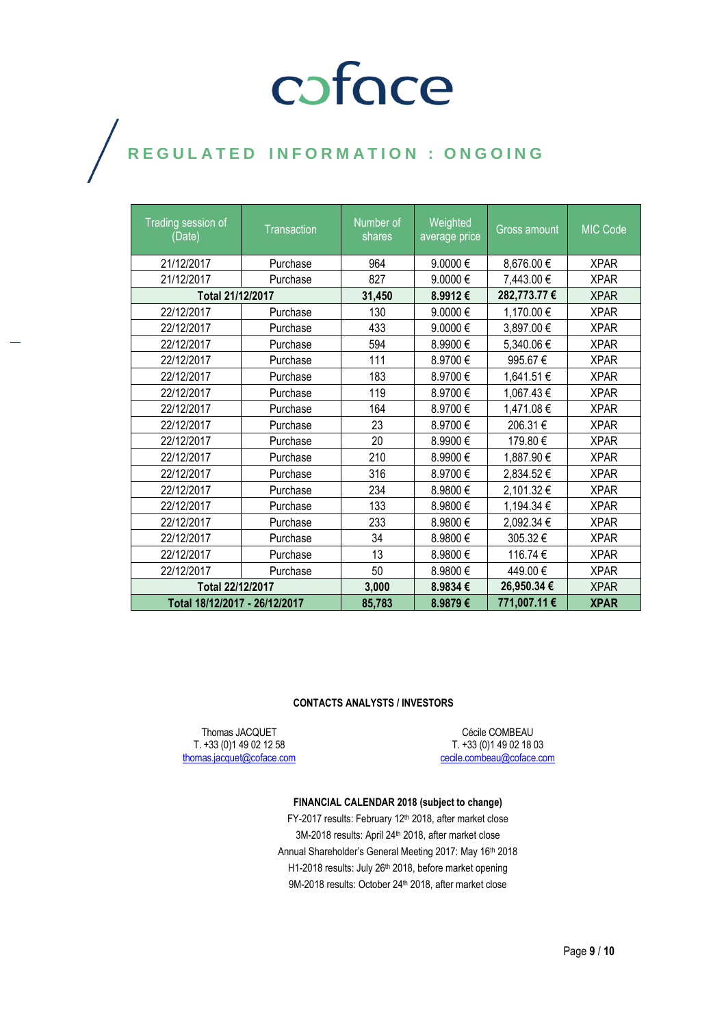coface

## REGULATED INFORMATION : ONGOING

| Trading session of (Date) | Transaction | Number of shares | Weighted average price | Gross amount | MIC Code |
|---|---|---|---|---|---|
| 21/12/2017 | Purchase | 964 | 9.0000 € | 8,676.00 € | XPAR |
| 21/12/2017 | Purchase | 827 | 9.0000 € | 7,443.00 € | XPAR |
| **Total 21/12/2017** | | **31,450** | **8.9912 €** | **282,773.77 €** | XPAR |
| 22/12/2017 | Purchase | 130 | 9.0000 € | 1,170.00 € | XPAR |
| 22/12/2017 | Purchase | 433 | 9.0000 € | 3,897.00 € | XPAR |
| 22/12/2017 | Purchase | 594 | 8.9900 € | 5,340.06 € | XPAR |
| 22/12/2017 | Purchase | 111 | 8.9700 € | 995.67 € | XPAR |
| 22/12/2017 | Purchase | 183 | 8.9700 € | 1,641.51 € | XPAR |
| 22/12/2017 | Purchase | 119 | 8.9700 € | 1,067.43 € | XPAR |
| 22/12/2017 | Purchase | 164 | 8.9700 € | 1,471.08 € | XPAR |
| 22/12/2017 | Purchase | 23 | 8.9700 € | 206.31 € | XPAR |
| 22/12/2017 | Purchase | 20 | 8.9900 € | 179.80 € | XPAR |
| 22/12/2017 | Purchase | 210 | 8.9900 € | 1,887.90 € | XPAR |
| 22/12/2017 | Purchase | 316 | 8.9700 € | 2,834.52 € | XPAR |
| 22/12/2017 | Purchase | 234 | 8.9800 € | 2,101.32 € | XPAR |
| 22/12/2017 | Purchase | 133 | 8.9800 € | 1,194.34 € | XPAR |
| 22/12/2017 | Purchase | 233 | 8.9800 € | 2,092.34 € | XPAR |
| 22/12/2017 | Purchase | 34 | 8.9800 € | 305.32 € | XPAR |
| 22/12/2017 | Purchase | 13 | 8.9800 € | 116.74 € | XPAR |
| 22/12/2017 | Purchase | 50 | 8.9800 € | 449.00 € | XPAR |
| **Total 22/12/2017** | | **3,000** | **8.9834 €** | **26,950.34 €** | XPAR |
| **Total 18/12/2017 - 26/12/2017** | | **85,783** | **8.9879 €** | **771,007.11 €** | **XPAR** |

**CONTACTS ANALYSTS / INVESTORS**

Thomas JACQUET
T. +33 (0)1 49 02 12 58
thomas.jacquet@coface.com

Cécile COMBEAU
T. +33 (0)1 49 02 18 03
cecile.combeau@coface.com

**FINANCIAL CALENDAR 2018 (subject to change)**

FY-2017 results: February 12th 2018, after market close
3M-2018 results: April 24th 2018, after market close
Annual Shareholder's General Meeting 2017: May 16th 2018
H1-2018 results: July 26th 2018, before market opening
9M-2018 results: October 24th 2018, after market close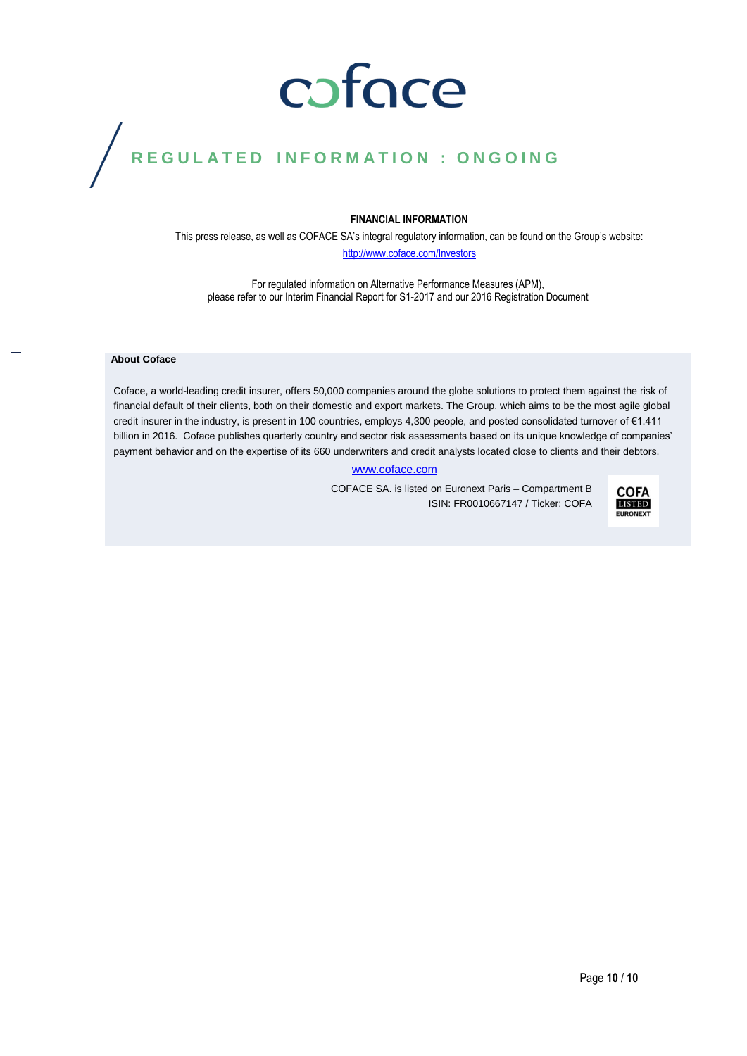# REGULATED INFORMATION : ONGOING

**FINANCIAL INFORMATION**

This press release, as well as COFACE SA's integral regulatory information, can be found on the Group's website: http://www.coface.com/Investors

For regulated information on Alternative Performance Measures (APM), please refer to our Interim Financial Report for S1-2017 and our 2016 Registration Document

**About Coface**

Coface, a world-leading credit insurer, offers 50,000 companies around the globe solutions to protect them against the risk of financial default of their clients, both on their domestic and export markets. The Group, which aims to be the most agile global credit insurer in the industry, is present in 100 countries, employs 4,300 people, and posted consolidated turnover of €1.411 billion in 2016. Coface publishes quarterly country and sector risk assessments based on its unique knowledge of companies' payment behavior and on the expertise of its 660 underwriters and credit analysts located close to clients and their debtors.

www.coface.com

COFACE SA. is listed on Euronext Paris – Compartment B
ISIN: FR0010667147 / Ticker: COFA

COFA LISTED EURONEXT